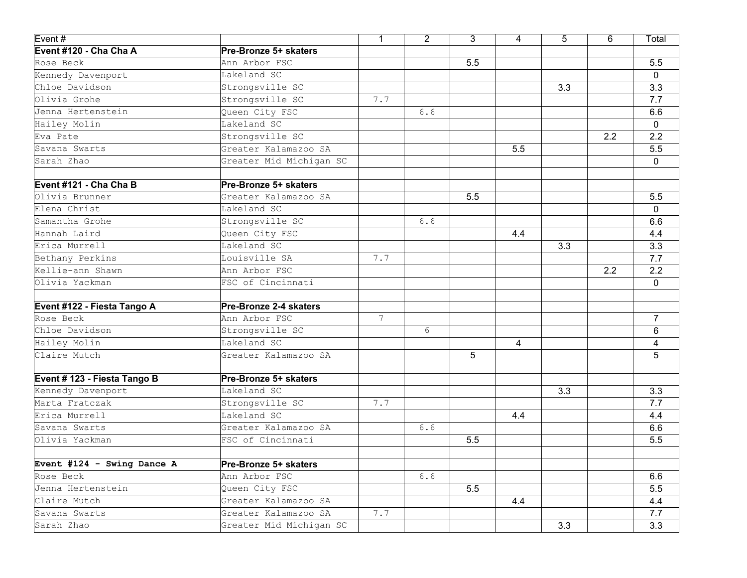| Event # | | 1 | 2 | 3 | 4 | 5 | 6 | Total |
|---|---|---|---|---|---|---|---|---|
| **Event #120 - Cha Cha A** | **Pre-Bronze 5+ skaters** | | | | | | | |
| Rose Beck | Ann Arbor FSC | | | 5.5 | | | | 5.5 |
| Kennedy Davenport | Lakeland SC | | | | | | | 0 |
| Chloe Davidson | Strongsville SC | | | | | 3.3 | | 3.3 |
| Olivia Grohe | Strongsville SC | 7.7 | | | | | | 7.7 |
| Jenna Hertenstein | Queen City FSC | | 6.6 | | | | | 6.6 |
| Hailey Molin | Lakeland SC | | | | | | | 0 |
| Eva Pate | Strongsville SC | | | | | | 2.2 | 2.2 |
| Savana Swarts | Greater Kalamazoo SA | | | | 5.5 | | | 5.5 |
| Sarah Zhao | Greater Mid Michigan SC | | | | | | | 0 |
| | | | | | | | | |
| **Event #121 - Cha Cha B** | **Pre-Bronze 5+ skaters** | | | | | | | |
| Olivia Brunner | Greater Kalamazoo SA | | | 5.5 | | | | 5.5 |
| Elena Christ | Lakeland SC | | | | | | | 0 |
| Samantha Grohe | Strongsville SC | | 6.6 | | | | | 6.6 |
| Hannah Laird | Queen City FSC | | | | 4.4 | | | 4.4 |
| Erica Murrell | Lakeland SC | | | | | 3.3 | | 3.3 |
| Bethany Perkins | Louisville SA | 7.7 | | | | | | 7.7 |
| Kellie-ann Shawn | Ann Arbor FSC | | | | | | 2.2 | 2.2 |
| Olivia Yackman | FSC of Cincinnati | | | | | | | 0 |
| | | | | | | | | |
| **Event #122 - Fiesta Tango A** | **Pre-Bronze 2-4 skaters** | | | | | | | |
| Rose Beck | Ann Arbor FSC | 7 | | | | | | 7 |
| Chloe Davidson | Strongsville SC | | 6 | | | | | 6 |
| Hailey Molin | Lakeland SC | | | | 4 | | | 4 |
| Claire Mutch | Greater Kalamazoo SA | | | 5 | | | | 5 |
| | | | | | | | | |
| **Event # 123 - Fiesta Tango B** | **Pre-Bronze 5+ skaters** | | | | | | | |
| Kennedy Davenport | Lakeland SC | | | | | 3.3 | | 3.3 |
| Marta Fratczak | Strongsville SC | 7.7 | | | | | | 7.7 |
| Erica Murrell | Lakeland SC | | | | 4.4 | | | 4.4 |
| Savana Swarts | Greater Kalamazoo SA | | 6.6 | | | | | 6.6 |
| Olivia Yackman | FSC of Cincinnati | | | 5.5 | | | | 5.5 |
| | | | | | | | | |
| **Event #124 - Swing Dance A** | **Pre-Bronze 5+ skaters** | | | | | | | |
| Rose Beck | Ann Arbor FSC | | 6.6 | | | | | 6.6 |
| Jenna Hertenstein | Queen City FSC | | | 5.5 | | | | 5.5 |
| Claire Mutch | Greater Kalamazoo SA | | | | 4.4 | | | 4.4 |
| Savana Swarts | Greater Kalamazoo SA | 7.7 | | | | | | 7.7 |
| Sarah Zhao | Greater Mid Michigan SC | | | | | 3.3 | | 3.3 |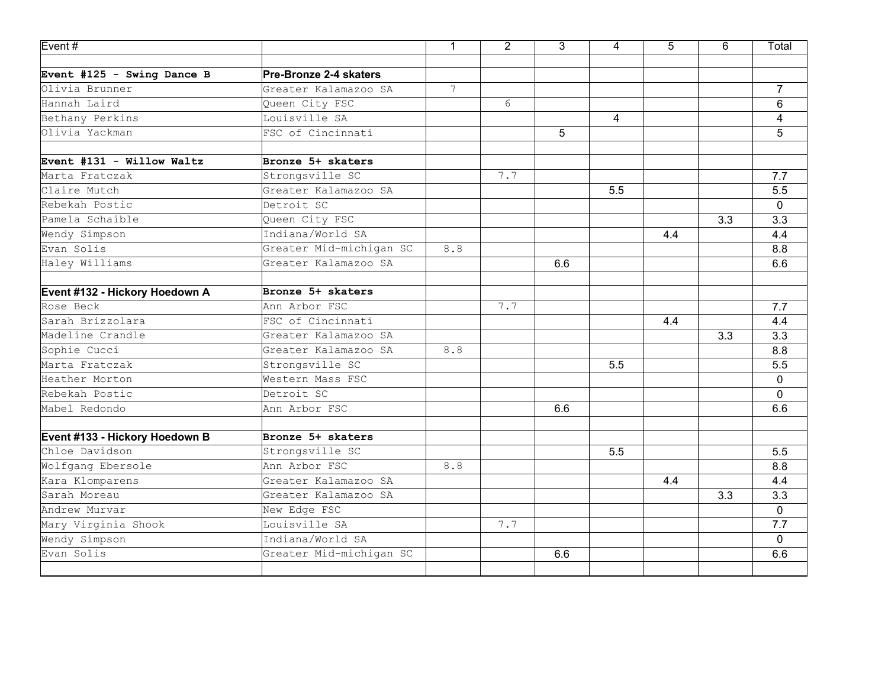| Event # | | 1 | 2 | 3 | 4 | 5 | 6 | Total |
|---|---|---|---|---|---|---|---|---|
| | | | | | | | | |
| **Event #125 - Swing Dance B** | **Pre-Bronze 2-4 skaters** | | | | | | | |
| Olivia Brunner | Greater Kalamazoo SA | 7 | | | | | | 7 |
| Hannah Laird | Queen City FSC | | 6 | | | | | 6 |
| Bethany Perkins | Louisville SA | | | | 4 | | | 4 |
| Olivia Yackman | FSC of Cincinnati | | | 5 | | | | 5 |
| | | | | | | | | |
| **Event #131 - Willow Waltz** | **Bronze 5+ skaters** | | | | | | | |
| Marta Fratczak | Strongsville SC | | 7.7 | | | | | 7.7 |
| Claire Mutch | Greater Kalamazoo SA | | | | 5.5 | | | 5.5 |
| Rebekah Postic | Detroit SC | | | | | | | 0 |
| Pamela Schaible | Queen City FSC | | | | | | 3.3 | 3.3 |
| Wendy Simpson | Indiana/World SA | | | | | 4.4 | | 4.4 |
| Evan Solis | Greater Mid-michigan SC | 8.8 | | | | | | 8.8 |
| Haley Williams | Greater Kalamazoo SA | | | 6.6 | | | | 6.6 |
| | | | | | | | | |
| **Event #132 - Hickory Hoedown A** | **Bronze 5+ skaters** | | | | | | | |
| Rose Beck | Ann Arbor FSC | | 7.7 | | | | | 7.7 |
| Sarah Brizzolara | FSC of Cincinnati | | | | | 4.4 | | 4.4 |
| Madeline Crandle | Greater Kalamazoo SA | | | | | | 3.3 | 3.3 |
| Sophie Cucci | Greater Kalamazoo SA | 8.8 | | | | | | 8.8 |
| Marta Fratczak | Strongsville SC | | | | 5.5 | | | 5.5 |
| Heather Morton | Western Mass FSC | | | | | | | 0 |
| Rebekah Postic | Detroit SC | | | | | | | 0 |
| Mabel Redondo | Ann Arbor FSC | | | 6.6 | | | | 6.6 |
| | | | | | | | | |
| **Event #133 - Hickory Hoedown B** | **Bronze 5+ skaters** | | | | | | | |
| Chloe Davidson | Strongsville SC | | | | 5.5 | | | 5.5 |
| Wolfgang Ebersole | Ann Arbor FSC | 8.8 | | | | | | 8.8 |
| Kara Klomparens | Greater Kalamazoo SA | | | | | 4.4 | | 4.4 |
| Sarah Moreau | Greater Kalamazoo SA | | | | | | 3.3 | 3.3 |
| Andrew Murvar | New Edge FSC | | | | | | | 0 |
| Mary Virginia Shook | Louisville SA | | 7.7 | | | | | 7.7 |
| Wendy Simpson | Indiana/World SA | | | | | | | 0 |
| Evan Solis | Greater Mid-michigan SC | | | 6.6 | | | | 6.6 |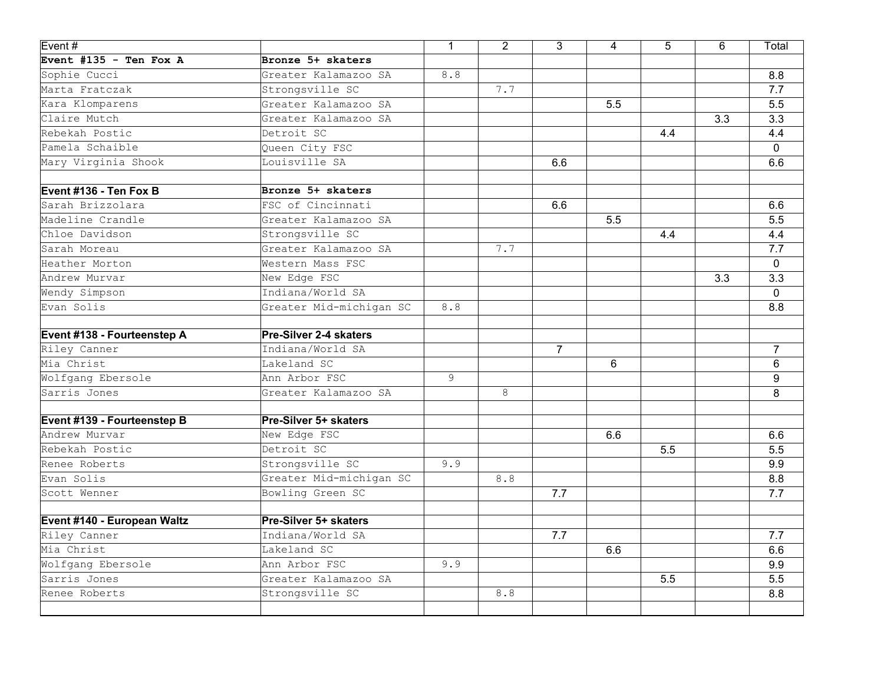| Event # | | 1 | 2 | 3 | 4 | 5 | 6 | Total |
|---|---|---|---|---|---|---|---|---|
| **Event #135 - Ten Fox A** | **Bronze 5+ skaters** | | | | | | | |
| Sophie Cucci | Greater Kalamazoo SA | 8.8 | | | | | | 8.8 |
| Marta Fratczak | Strongsville SC | | 7.7 | | | | | 7.7 |
| Kara Klomparens | Greater Kalamazoo SA | | | | 5.5 | | | 5.5 |
| Claire Mutch | Greater Kalamazoo SA | | | | | | 3.3 | 3.3 |
| Rebekah Postic | Detroit SC | | | | | 4.4 | | 4.4 |
| Pamela Schaible | Queen City FSC | | | | | | | 0 |
| Mary Virginia Shook | Louisville SA | | | 6.6 | | | | 6.6 |
| | | | | | | | | |
| **Event #136 - Ten Fox B** | **Bronze 5+ skaters** | | | | | | | |
| Sarah Brizzolara | FSC of Cincinnati | | | 6.6 | | | | 6.6 |
| Madeline Crandle | Greater Kalamazoo SA | | | | 5.5 | | | 5.5 |
| Chloe Davidson | Strongsville SC | | | | | 4.4 | | 4.4 |
| Sarah Moreau | Greater Kalamazoo SA | | 7.7 | | | | | 7.7 |
| Heather Morton | Western Mass FSC | | | | | | | 0 |
| Andrew Murvar | New Edge FSC | | | | | | 3.3 | 3.3 |
| Wendy Simpson | Indiana/World SA | | | | | | | 0 |
| Evan Solis | Greater Mid-michigan SC | 8.8 | | | | | | 8.8 |
| | | | | | | | | |
| **Event #138 - Fourteenstep A** | **Pre-Silver 2-4 skaters** | | | | | | | |
| Riley Canner | Indiana/World SA | | | 7 | | | | 7 |
| Mia Christ | Lakeland SC | | | | 6 | | | 6 |
| Wolfgang Ebersole | Ann Arbor FSC | 9 | | | | | | 9 |
| Sarris Jones | Greater Kalamazoo SA | | 8 | | | | | 8 |
| | | | | | | | | |
| **Event #139 - Fourteenstep B** | **Pre-Silver 5+ skaters** | | | | | | | |
| Andrew Murvar | New Edge FSC | | | | 6.6 | | | 6.6 |
| Rebekah Postic | Detroit SC | | | | | 5.5 | | 5.5 |
| Renee Roberts | Strongsville SC | 9.9 | | | | | | 9.9 |
| Evan Solis | Greater Mid-michigan SC | | 8.8 | | | | | 8.8 |
| Scott Wenner | Bowling Green SC | | | 7.7 | | | | 7.7 |
| | | | | | | | | |
| **Event #140 - European Waltz** | **Pre-Silver 5+ skaters** | | | | | | | |
| Riley Canner | Indiana/World SA | | | 7.7 | | | | 7.7 |
| Mia Christ | Lakeland SC | | | | 6.6 | | | 6.6 |
| Wolfgang Ebersole | Ann Arbor FSC | 9.9 | | | | | | 9.9 |
| Sarris Jones | Greater Kalamazoo SA | | | | | 5.5 | | 5.5 |
| Renee Roberts | Strongsville SC | | 8.8 | | | | | 8.8 |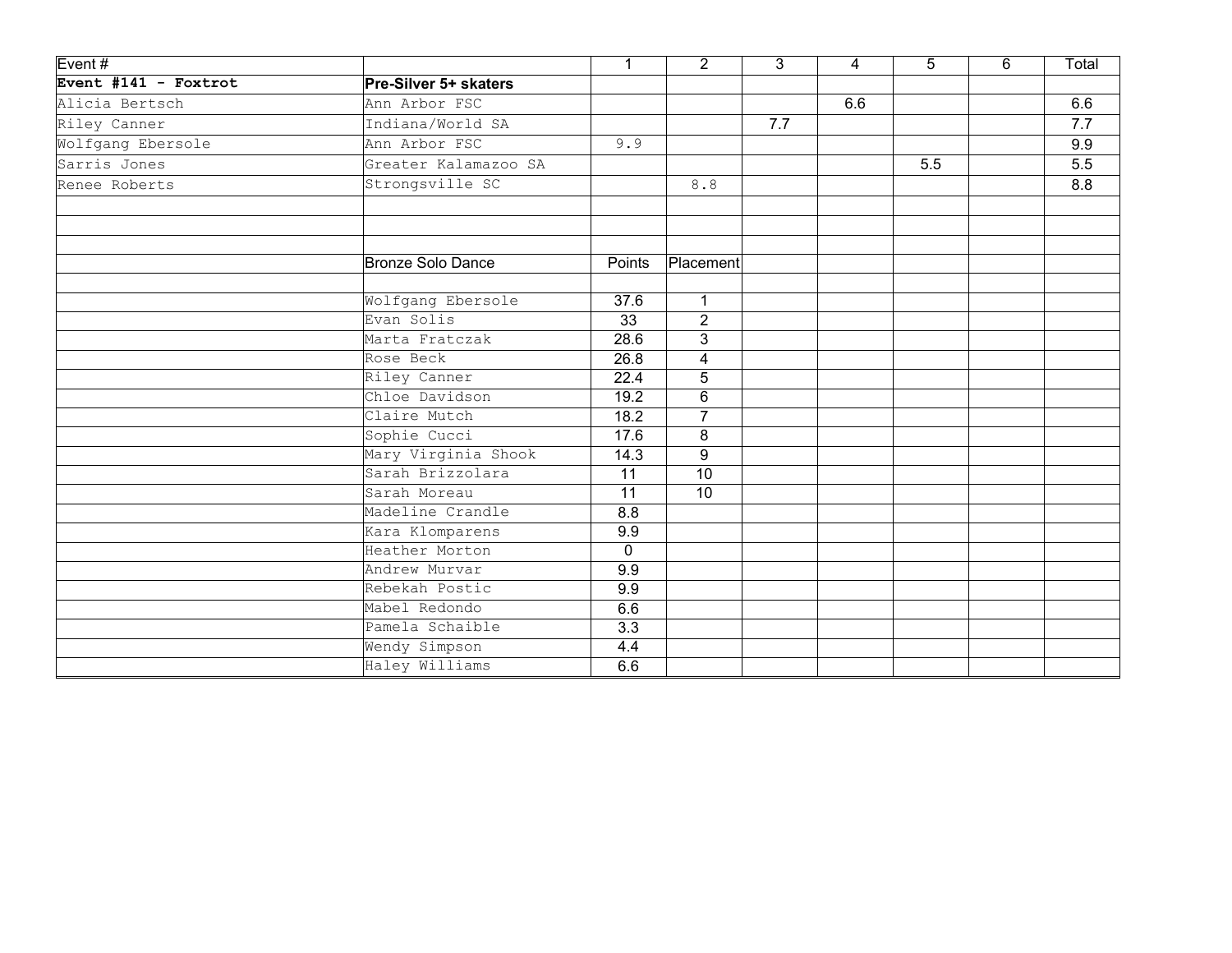| Event # | | 1 | 2 | 3 | 4 | 5 | 6 | Total |
|---|---|---|---|---|---|---|---|---|
| **Event #141 - Foxtrot** | **Pre-Silver 5+ skaters** | | | | | | | |
| Alicia Bertsch | Ann Arbor FSC | | | | 6.6 | | | 6.6 |
| Riley Canner | Indiana/World SA | | | 7.7 | | | | 7.7 |
| Wolfgang Ebersole | Ann Arbor FSC | 9.9 | | | | | | 9.9 |
| Sarris Jones | Greater Kalamazoo SA | | | | | 5.5 | | 5.5 |
| Renee Roberts | Strongsville SC | | 8.8 | | | | | 8.8 |
| | | | | | | | | |
| | | | | | | | | |
| | | | | | | | | |
| | Bronze Solo Dance | Points | Placement | | | | | |
| | | | | | | | | |
| | Wolfgang Ebersole | 37.6 | 1 | | | | | |
| | Evan Solis | 33 | 2 | | | | | |
| | Marta Fratczak | 28.6 | 3 | | | | | |
| | Rose Beck | 26.8 | 4 | | | | | |
| | Riley Canner | 22.4 | 5 | | | | | |
| | Chloe Davidson | 19.2 | 6 | | | | | |
| | Claire Mutch | 18.2 | 7 | | | | | |
| | Sophie Cucci | 17.6 | 8 | | | | | |
| | Mary Virginia Shook | 14.3 | 9 | | | | | |
| | Sarah Brizzolara | 11 | 10 | | | | | |
| | Sarah Moreau | 11 | 10 | | | | | |
| | Madeline Crandle | 8.8 | | | | | | |
| | Kara Klomparens | 9.9 | | | | | | |
| | Heather Morton | 0 | | | | | | |
| | Andrew Murvar | 9.9 | | | | | | |
| | Rebekah Postic | 9.9 | | | | | | |
| | Mabel Redondo | 6.6 | | | | | | |
| | Pamela Schaible | 3.3 | | | | | | |
| | Wendy Simpson | 4.4 | | | | | | |
| | Haley Williams | 6.6 | | | | | | |